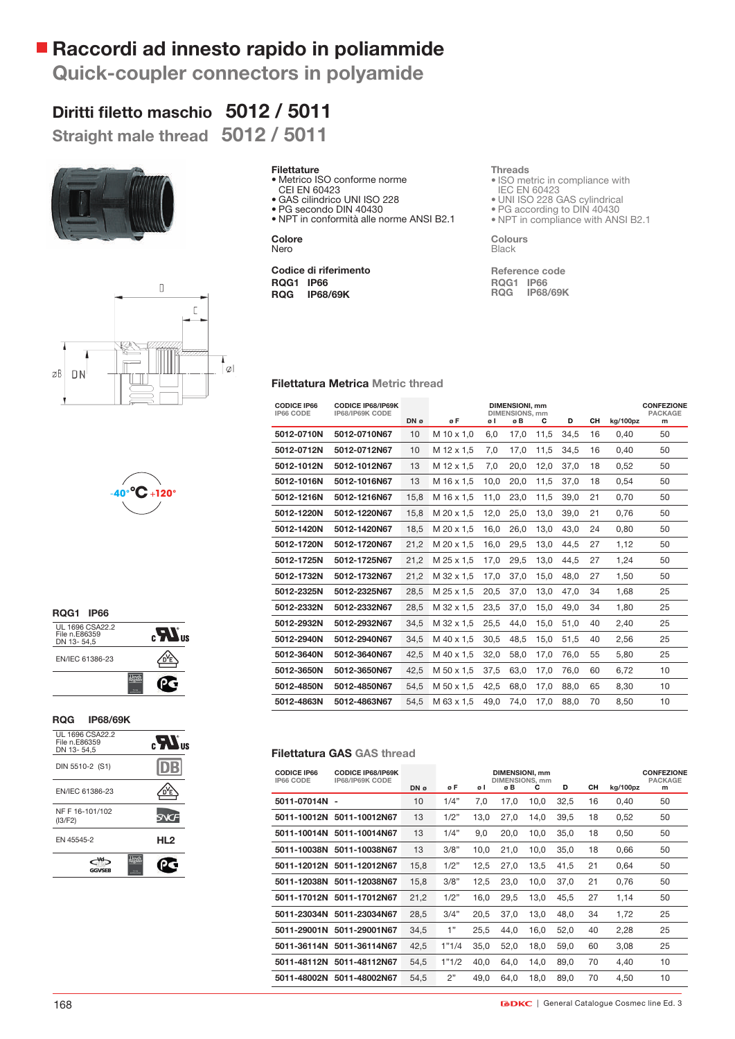# Raccordi ad innesto rapido in poliammide

## Quick-coupler connectors in polyamide

### Diritti filetto maschio 5012 / 5011

### Straight male thread 5012 / 5011

-40°C +120°

**Filettature**
- Metrico ISO conforme norme CEI EN 60423
- GAS cilindrico UNI ISO 228
- PG secondo DIN 40430
- NPT in conformità alle norme ANSI B2.1

**Colore**
Nero

**Codice di riferimento**
**RQG1 IP66**
**RQG IP68/69K**

**Threads**
- ISO metric in compliance with IEC EN 60423
- UNI ISO 228 GAS cylindrical
- PG according to DIN 40430
- NPT in compliance with ANSI B2.1

**Colours**
Black

**Reference code**
RQG1 IP66
RQG IP68/69K

**RQG1 IP66**

| | |
|---|---|
| UL 1696 CSA22.2 File n.E86359 DN 13- 54,5 | cULus |
| EN/IEC 61386-23 | DVE |

**RQG IP68/69K**

| | |
|---|---|
| UL 1696 CSA22.2 File n.E86359 DN 13- 54,5 | cULus |
| DIN 5510-2 (S1) | DB |
| EN/IEC 61386-23 | DVE |
| NF F 16-101/102 (I3/F2) | SNCF |
| EN 45545-2 | HL2 |

### Filettatura Metrica Metric thread

| CODICE IP66 IP66 CODE | CODICE IP68/IP69K IP68/IP69K CODE | DN ø | ø F | DIMENSIONI, mm DIMENSIONS, mm ø I | ø B | C | D | CH | kg/100pz | CONFEZIONE PACKAGE m |
|---|---|---|---|---|---|---|---|---|---|---|
| 5012-0710N | 5012-0710N67 | 10 | M 10 x 1,0 | 6,0 | 17,0 | 11,5 | 34,5 | 16 | 0,40 | 50 |
| 5012-0712N | 5012-0712N67 | 10 | M 12 x 1,5 | 7,0 | 17,0 | 11,5 | 34,5 | 16 | 0,40 | 50 |
| 5012-1012N | 5012-1012N67 | 13 | M 12 x 1,5 | 7,0 | 20,0 | 12,0 | 37,0 | 18 | 0,52 | 50 |
| 5012-1016N | 5012-1016N67 | 13 | M 16 x 1,5 | 10,0 | 20,0 | 11,5 | 37,0 | 18 | 0,54 | 50 |
| 5012-1216N | 5012-1216N67 | 15,8 | M 16 x 1,5 | 11,0 | 23,0 | 11,5 | 39,0 | 21 | 0,70 | 50 |
| 5012-1220N | 5012-1220N67 | 15,8 | M 20 x 1,5 | 12,0 | 25,0 | 13,0 | 39,0 | 21 | 0,76 | 50 |
| 5012-1420N | 5012-1420N67 | 18,5 | M 20 x 1,5 | 16,0 | 26,0 | 13,0 | 43,0 | 24 | 0,80 | 50 |
| 5012-1720N | 5012-1720N67 | 21,2 | M 20 x 1,5 | 16,0 | 29,5 | 13,0 | 44,5 | 27 | 1,12 | 50 |
| 5012-1725N | 5012-1725N67 | 21,2 | M 25 x 1,5 | 17,0 | 29,5 | 13,0 | 44,5 | 27 | 1,24 | 50 |
| 5012-1732N | 5012-1732N67 | 21,2 | M 32 x 1,5 | 17,0 | 37,0 | 15,0 | 48,0 | 27 | 1,50 | 50 |
| 5012-2325N | 5012-2325N67 | 28,5 | M 25 x 1,5 | 20,5 | 37,0 | 13,0 | 47,0 | 34 | 1,68 | 25 |
| 5012-2332N | 5012-2332N67 | 28,5 | M 32 x 1,5 | 23,5 | 37,0 | 15,0 | 49,0 | 34 | 1,80 | 25 |
| 5012-2932N | 5012-2932N67 | 34,5 | M 32 x 1,5 | 25,5 | 44,0 | 15,0 | 51,0 | 40 | 2,40 | 25 |
| 5012-2940N | 5012-2940N67 | 34,5 | M 40 x 1,5 | 30,5 | 48,5 | 15,0 | 51,5 | 40 | 2,56 | 25 |
| 5012-3640N | 5012-3640N67 | 42,5 | M 40 x 1,5 | 32,0 | 58,0 | 17,0 | 76,0 | 55 | 5,80 | 25 |
| 5012-3650N | 5012-3650N67 | 42,5 | M 50 x 1,5 | 37,5 | 63,0 | 17,0 | 76,0 | 60 | 6,72 | 10 |
| 5012-4850N | 5012-4850N67 | 54,5 | M 50 x 1,5 | 42,5 | 68,0 | 17,0 | 88,0 | 65 | 8,30 | 10 |
| 5012-4863N | 5012-4863N67 | 54,5 | M 63 x 1,5 | 49,0 | 74,0 | 17,0 | 88,0 | 70 | 8,50 | 10 |

### Filettatura GAS GAS thread

| CODICE IP66 IP66 CODE | CODICE IP68/IP69K IP68/IP69K CODE | DN ø | ø F | DIMENSIONI, mm DIMENSIONS, mm ø I | ø B | C | D | CH | kg/100pz | CONFEZIONE PACKAGE m |
|---|---|---|---|---|---|---|---|---|---|---|
| 5011-07014N | - | 10 | 1/4" | 7,0 | 17,0 | 10,0 | 32,5 | 16 | 0,40 | 50 |
| 5011-10012N | 5011-10012N67 | 13 | 1/2" | 13,0 | 27,0 | 14,0 | 39,5 | 18 | 0,52 | 50 |
| 5011-10014N | 5011-10014N67 | 13 | 1/4" | 9,0 | 20,0 | 10,0 | 35,0 | 18 | 0,50 | 50 |
| 5011-10038N | 5011-10038N67 | 13 | 3/8" | 10,0 | 21,0 | 10,0 | 35,0 | 18 | 0,66 | 50 |
| 5011-12012N | 5011-12012N67 | 15,8 | 1/2" | 12,5 | 27,0 | 13,5 | 41,5 | 21 | 0,64 | 50 |
| 5011-12038N | 5011-12038N67 | 15,8 | 3/8" | 12,5 | 23,0 | 10,0 | 37,0 | 21 | 0,76 | 50 |
| 5011-17012N | 5011-17012N67 | 21,2 | 1/2" | 16,0 | 29,5 | 13,0 | 45,5 | 27 | 1,14 | 50 |
| 5011-23034N | 5011-23034N67 | 28,5 | 3/4" | 20,5 | 37,0 | 13,0 | 48,0 | 34 | 1,72 | 25 |
| 5011-29001N | 5011-29001N67 | 34,5 | 1" | 25,5 | 44,0 | 16,0 | 52,0 | 40 | 2,28 | 25 |
| 5011-36114N | 5011-36114N67 | 42,5 | 1"1/4 | 35,0 | 52,0 | 18,0 | 59,0 | 60 | 3,08 | 25 |
| 5011-48112N | 5011-48112N67 | 54,5 | 1"1/2 | 40,0 | 64,0 | 14,0 | 89,0 | 70 | 4,40 | 10 |
| 5011-48002N | 5011-48002N67 | 54,5 | 2" | 49,0 | 64,0 | 18,0 | 89,0 | 70 | 4,50 | 10 |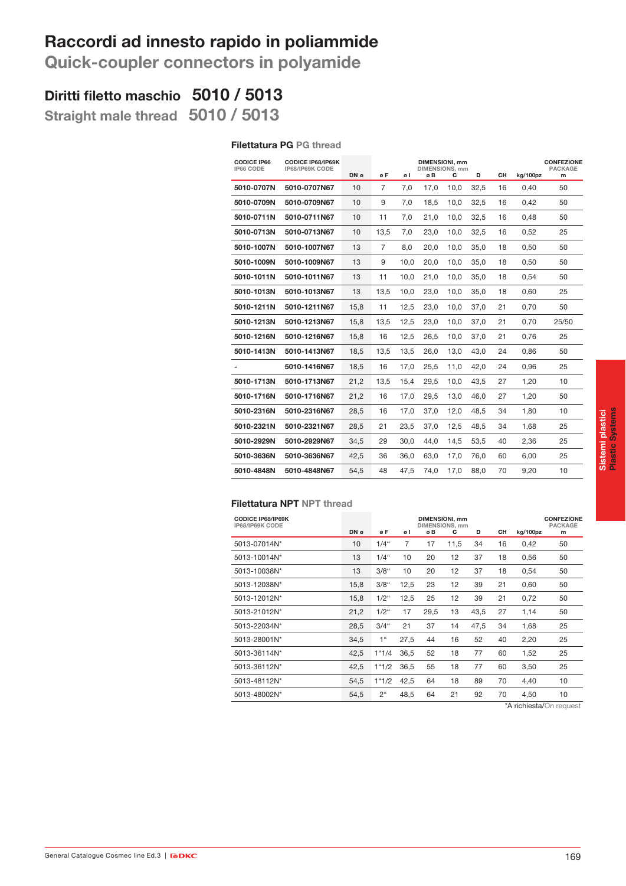# Raccordi ad innesto rapido in poliammide

## Quick-coupler connectors in polyamide

### Diritti filetto maschio 5010 / 5013

### Straight male thread 5010 / 5013

**Filettatura PG** PG thread

| CODICE IP66 IP66 CODE | CODICE IP68/IP69K IP68/IP69K CODE | DN ø | ø F | ø I | DIMENSIONI, mm DIMENSIONS, mm ø B | C | D | CH | kg/100pz | CONFEZIONE PACKAGE m |
|---|---|---|---|---|---|---|---|---|---|---|
| 5010-0707N | 5010-0707N67 | 10 | 7 | 7,0 | 17,0 | 10,0 | 32,5 | 16 | 0,40 | 50 |
| 5010-0709N | 5010-0709N67 | 10 | 9 | 7,0 | 18,5 | 10,0 | 32,5 | 16 | 0,42 | 50 |
| 5010-0711N | 5010-0711N67 | 10 | 11 | 7,0 | 21,0 | 10,0 | 32,5 | 16 | 0,48 | 50 |
| 5010-0713N | 5010-0713N67 | 10 | 13,5 | 7,0 | 23,0 | 10,0 | 32,5 | 16 | 0,52 | 25 |
| 5010-1007N | 5010-1007N67 | 13 | 7 | 8,0 | 20,0 | 10,0 | 35,0 | 18 | 0,50 | 50 |
| 5010-1009N | 5010-1009N67 | 13 | 9 | 10,0 | 20,0 | 10,0 | 35,0 | 18 | 0,50 | 50 |
| 5010-1011N | 5010-1011N67 | 13 | 11 | 10,0 | 21,0 | 10,0 | 35,0 | 18 | 0,54 | 50 |
| 5010-1013N | 5010-1013N67 | 13 | 13,5 | 10,0 | 23,0 | 10,0 | 35,0 | 18 | 0,60 | 25 |
| 5010-1211N | 5010-1211N67 | 15,8 | 11 | 12,5 | 23,0 | 10,0 | 37,0 | 21 | 0,70 | 50 |
| 5010-1213N | 5010-1213N67 | 15,8 | 13,5 | 12,5 | 23,0 | 10,0 | 37,0 | 21 | 0,70 | 25/50 |
| 5010-1216N | 5010-1216N67 | 15,8 | 16 | 12,5 | 26,5 | 10,0 | 37,0 | 21 | 0,76 | 25 |
| 5010-1413N | 5010-1413N67 | 18,5 | 13,5 | 13,5 | 26,0 | 13,0 | 43,0 | 24 | 0,86 | 50 |
| - | 5010-1416N67 | 18,5 | 16 | 17,0 | 25,5 | 11,0 | 42,0 | 24 | 0,96 | 25 |
| 5010-1713N | 5010-1713N67 | 21,2 | 13,5 | 15,4 | 29,5 | 10,0 | 43,5 | 27 | 1,20 | 10 |
| 5010-1716N | 5010-1716N67 | 21,2 | 16 | 17,0 | 29,5 | 13,0 | 46,0 | 27 | 1,20 | 50 |
| 5010-2316N | 5010-2316N67 | 28,5 | 16 | 17,0 | 37,0 | 12,0 | 48,5 | 34 | 1,80 | 10 |
| 5010-2321N | 5010-2321N67 | 28,5 | 21 | 23,5 | 37,0 | 12,5 | 48,5 | 34 | 1,68 | 25 |
| 5010-2929N | 5010-2929N67 | 34,5 | 29 | 30,0 | 44,0 | 14,5 | 53,5 | 40 | 2,36 | 25 |
| 5010-3636N | 5010-3636N67 | 42,5 | 36 | 36,0 | 63,0 | 17,0 | 76,0 | 60 | 6,00 | 25 |
| 5010-4848N | 5010-4848N67 | 54,5 | 48 | 47,5 | 74,0 | 17,0 | 88,0 | 70 | 9,20 | 10 |

**Filettatura NPT** NPT thread

| CODICE IP68/IP69K IP68/IP69K CODE | DN ø | ø F | ø I | DIMENSIONI, mm DIMENSIONS, mm ø B | C | D | CH | kg/100pz | CONFEZIONE PACKAGE m |
|---|---|---|---|---|---|---|---|---|---|
| 5013-07014N* | 10 | 1/4" | 7 | 17 | 11,5 | 34 | 16 | 0,42 | 50 |
| 5013-10014N* | 13 | 1/4" | 10 | 20 | 12 | 37 | 18 | 0,56 | 50 |
| 5013-10038N* | 13 | 3/8" | 10 | 20 | 12 | 37 | 18 | 0,54 | 50 |
| 5013-12038N* | 15,8 | 3/8" | 12,5 | 23 | 12 | 39 | 21 | 0,60 | 50 |
| 5013-12012N* | 15,8 | 1/2" | 12,5 | 25 | 12 | 39 | 21 | 0,72 | 50 |
| 5013-21012N* | 21,2 | 1/2" | 17 | 29,5 | 13 | 43,5 | 27 | 1,14 | 50 |
| 5013-22034N* | 28,5 | 3/4" | 21 | 37 | 14 | 47,5 | 34 | 1,68 | 25 |
| 5013-28001N* | 34,5 | 1" | 27,5 | 44 | 16 | 52 | 40 | 2,20 | 25 |
| 5013-36114N* | 42,5 | 1"1/4 | 36,5 | 52 | 18 | 77 | 60 | 1,52 | 25 |
| 5013-36112N* | 42,5 | 1"1/2 | 36,5 | 55 | 18 | 77 | 60 | 3,50 | 25 |
| 5013-48112N* | 54,5 | 1"1/2 | 42,5 | 64 | 18 | 89 | 70 | 4,40 | 10 |
| 5013-48002N* | 54,5 | 2" | 48,5 | 64 | 21 | 92 | 70 | 4,50 | 10 |

*A richiesta/On request

Sistemi plastici
Plastic Systems